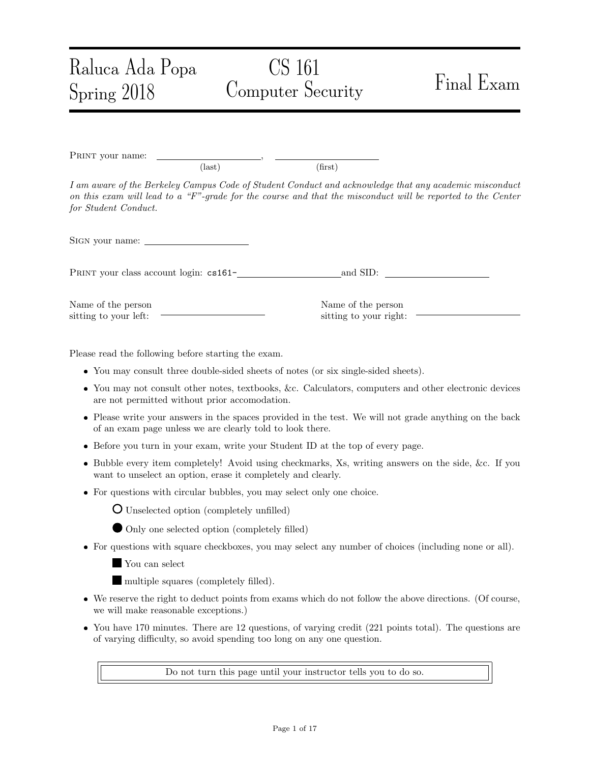Raluca Ada Popa
Spring 2018

# CS 161 Computer Security

# Final Exam

PRINT your name: ______________________, ______________________
(last) (first)

*I am aware of the Berkeley Campus Code of Student Conduct and acknowledge that any academic misconduct on this exam will lead to a "F"-grade for the course and that the misconduct will be reported to the Center for Student Conduct.*

SIGN your name: ______________________

PRINT your class account login: `cs161-`______________________ and SID: ______________________

Name of the person sitting to your left: ______________________

Name of the person sitting to your right: ______________________

Please read the following before starting the exam.

- You may consult three double-sided sheets of notes (or six single-sided sheets).
- You may not consult other notes, textbooks, &c. Calculators, computers and other electronic devices are not permitted without prior accomodation.
- Please write your answers in the spaces provided in the test. We will not grade anything on the back of an exam page unless we are clearly told to look there.
- Before you turn in your exam, write your Student ID at the top of every page.
- Bubble every item completely! Avoid using checkmarks, Xs, writing answers on the side, &c. If you want to unselect an option, erase it completely and clearly.
- For questions with circular bubbles, you may select only one choice.

  ○ Unselected option (completely unfilled)

  ● Only one selected option (completely filled)

- For questions with square checkboxes, you may select any number of choices (including none or all).

  ■ You can select

  ■ multiple squares (completely filled).

- We reserve the right to deduct points from exams which do not follow the above directions. (Of course, we will make reasonable exceptions.)
- You have 170 minutes. There are 12 questions, of varying credit (221 points total). The questions are of varying difficulty, so avoid spending too long on any one question.

Do not turn this page until your instructor tells you to do so.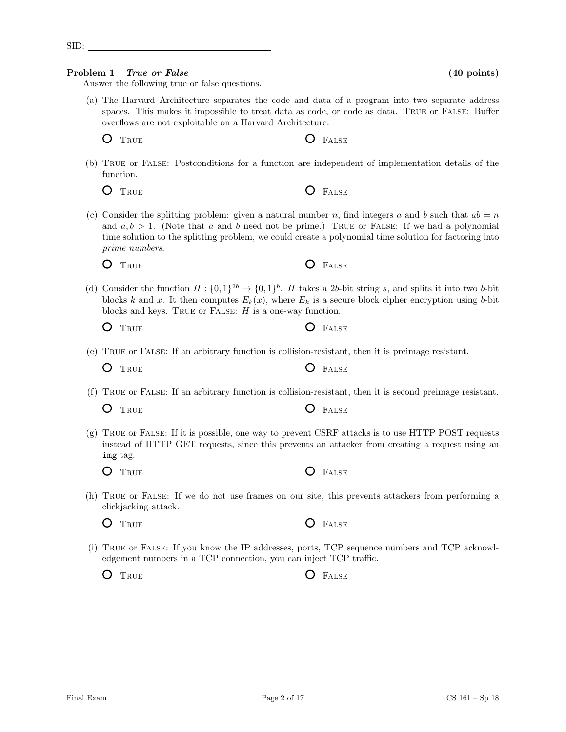SID: ______________________________

**Problem 1** ***True or False*** **(40 points)**

Answer the following true or false questions.

(a) The Harvard Architecture separates the code and data of a program into two separate address spaces. This makes it impossible to treat data as code, or code as data. TRUE or FALSE: Buffer overflows are not exploitable on a Harvard Architecture.

○ TRUE ○ FALSE

(b) TRUE or FALSE: Postconditions for a function are independent of implementation details of the function.

○ TRUE ○ FALSE

(c) Consider the splitting problem: given a natural number $n$, find integers $a$ and $b$ such that $ab = n$ and $a, b > 1$. (Note that $a$ and $b$ need not be prime.) TRUE or FALSE: If we had a polynomial time solution to the splitting problem, we could create a polynomial time solution for factoring into *prime numbers*.

○ TRUE ○ FALSE

(d) Consider the function $H : \{0,1\}^{2b} \rightarrow \{0,1\}^{b}$. $H$ takes a $2b$-bit string $s$, and splits it into two $b$-bit blocks $k$ and $x$. It then computes $E_k(x)$, where $E_k$ is a secure block cipher encryption using $b$-bit blocks and keys. TRUE or FALSE: $H$ is a one-way function.

○ TRUE ○ FALSE

(e) TRUE or FALSE: If an arbitrary function is collision-resistant, then it is preimage resistant.

○ TRUE ○ FALSE

(f) TRUE or FALSE: If an arbitrary function is collision-resistant, then it is second preimage resistant.

○ TRUE ○ FALSE

(g) TRUE or FALSE: If it is possible, one way to prevent CSRF attacks is to use HTTP POST requests instead of HTTP GET requests, since this prevents an attacker from creating a request using an `img` tag.

○ TRUE ○ FALSE

(h) TRUE or FALSE: If we do not use frames on our site, this prevents attackers from performing a clickjacking attack.

○ TRUE ○ FALSE

(i) TRUE or FALSE: If you know the IP addresses, ports, TCP sequence numbers and TCP acknowledgement numbers in a TCP connection, you can inject TCP traffic.

○ TRUE ○ FALSE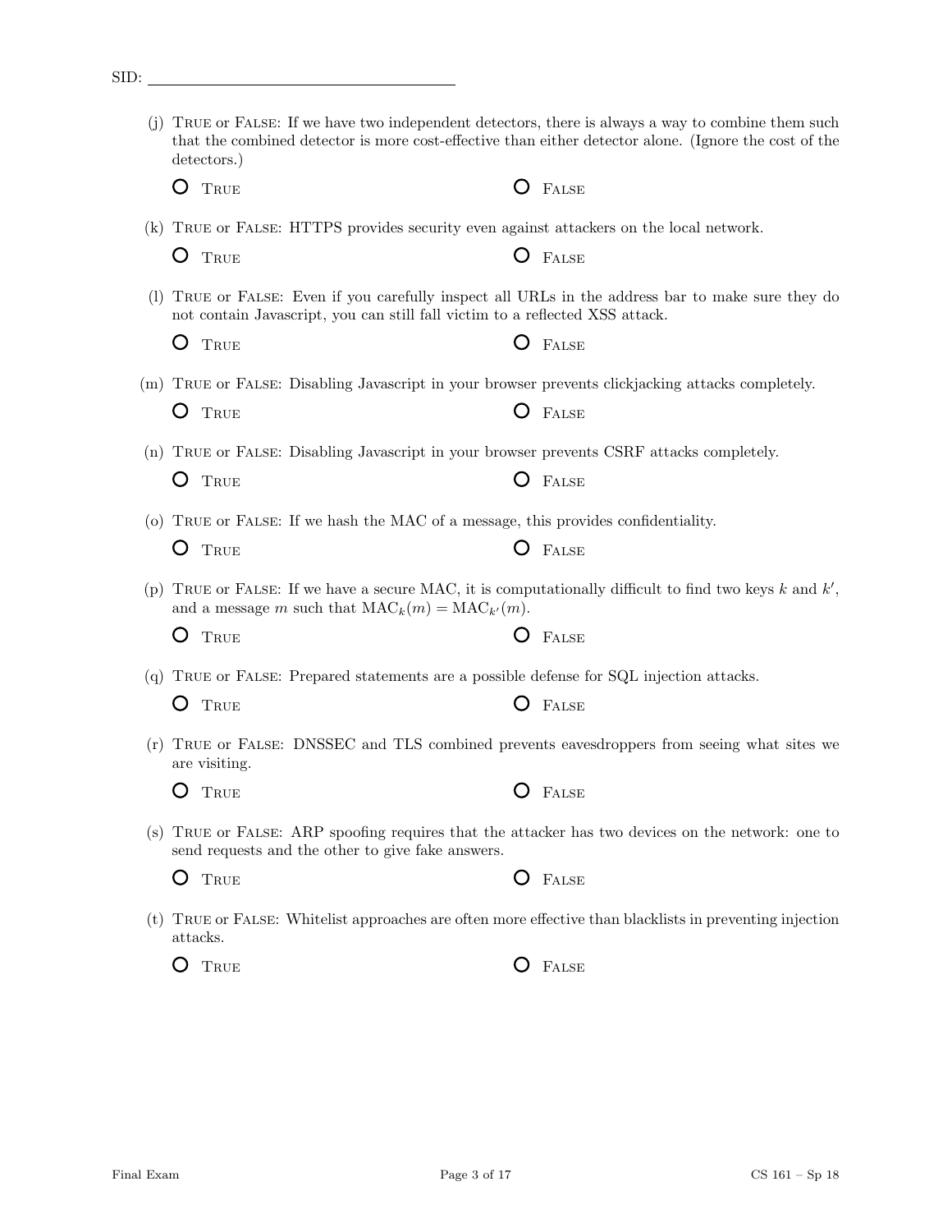SID: \_\_\_\_\_\_\_\_\_\_\_\_\_\_\_\_\_\_\_\_\_\_\_\_\_\_\_\_\_\_\_\_

(j) TRUE or FALSE: If we have two independent detectors, there is always a way to combine them such that the combined detector is more cost-effective than either detector alone. (Ignore the cost of the detectors.)

○ TRUE ○ FALSE

(k) TRUE or FALSE: HTTPS provides security even against attackers on the local network.

○ TRUE ○ FALSE

(l) TRUE or FALSE: Even if you carefully inspect all URLs in the address bar to make sure they do not contain Javascript, you can still fall victim to a reflected XSS attack.

○ TRUE ○ FALSE

(m) TRUE or FALSE: Disabling Javascript in your browser prevents clickjacking attacks completely.

○ TRUE ○ FALSE

(n) TRUE or FALSE: Disabling Javascript in your browser prevents CSRF attacks completely.

○ TRUE ○ FALSE

(o) TRUE or FALSE: If we hash the MAC of a message, this provides confidentiality.

○ TRUE ○ FALSE

(p) TRUE or FALSE: If we have a secure MAC, it is computationally difficult to find two keys $k$ and $k'$, and a message $m$ such that $\text{MAC}_k(m) = \text{MAC}_{k'}(m)$.

○ TRUE ○ FALSE

(q) TRUE or FALSE: Prepared statements are a possible defense for SQL injection attacks.

○ TRUE ○ FALSE

(r) TRUE or FALSE: DNSSEC and TLS combined prevents eavesdroppers from seeing what sites we are visiting.

○ TRUE ○ FALSE

(s) TRUE or FALSE: ARP spoofing requires that the attacker has two devices on the network: one to send requests and the other to give fake answers.

○ TRUE ○ FALSE

(t) TRUE or FALSE: Whitelist approaches are often more effective than blacklists in preventing injection attacks.

○ TRUE ○ FALSE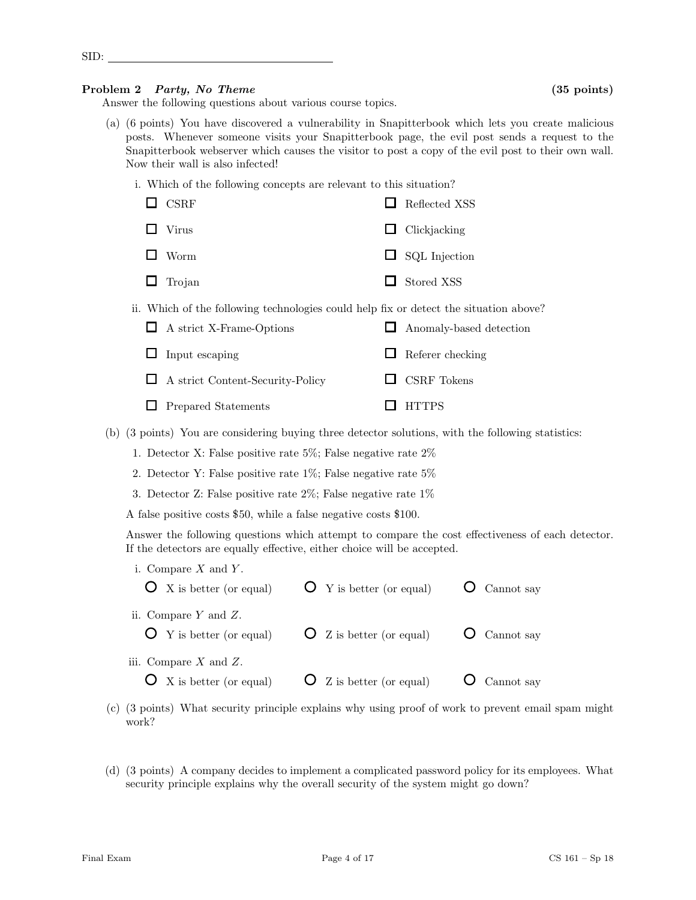SID: ______________________

**Problem 2** ***Party, No Theme*** **(35 points)**

Answer the following questions about various course topics.

(a) (6 points) You have discovered a vulnerability in Snapitterbook which lets you create malicious posts. Whenever someone visits your Snapitterbook page, the evil post sends a request to the Snapitterbook webserver which causes the visitor to post a copy of the evil post to their own wall. Now their wall is also infected!

i. Which of the following concepts are relevant to this situation?

- ☐ CSRF
- ☐ Reflected XSS
- ☐ Virus
- ☐ Clickjacking
- ☐ Worm
- ☐ SQL Injection
- ☐ Trojan
- ☐ Stored XSS

ii. Which of the following technologies could help fix or detect the situation above?

- ☐ A strict X-Frame-Options
- ☐ Anomaly-based detection
- ☐ Input escaping
- ☐ Referer checking
- ☐ A strict Content-Security-Policy
- ☐ CSRF Tokens
- ☐ Prepared Statements
- ☐ HTTPS

(b) (3 points) You are considering buying three detector solutions, with the following statistics:

1. Detector X: False positive rate 5%; False negative rate 2%
2. Detector Y: False positive rate 1%; False negative rate 5%
3. Detector Z: False positive rate 2%; False negative rate 1%

A false positive costs \$50, while a false negative costs \$100.

Answer the following questions which attempt to compare the cost effectiveness of each detector. If the detectors are equally effective, either choice will be accepted.

i. Compare $X$ and $Y$.

○ X is better (or equal)　　○ Y is better (or equal)　　○ Cannot say

ii. Compare $Y$ and $Z$.

○ Y is better (or equal)　　○ Z is better (or equal)　　○ Cannot say

iii. Compare $X$ and $Z$.

○ X is better (or equal)　　○ Z is better (or equal)　　○ Cannot say

(c) (3 points) What security principle explains why using proof of work to prevent email spam might work?

(d) (3 points) A company decides to implement a complicated password policy for its employees. What security principle explains why the overall security of the system might go down?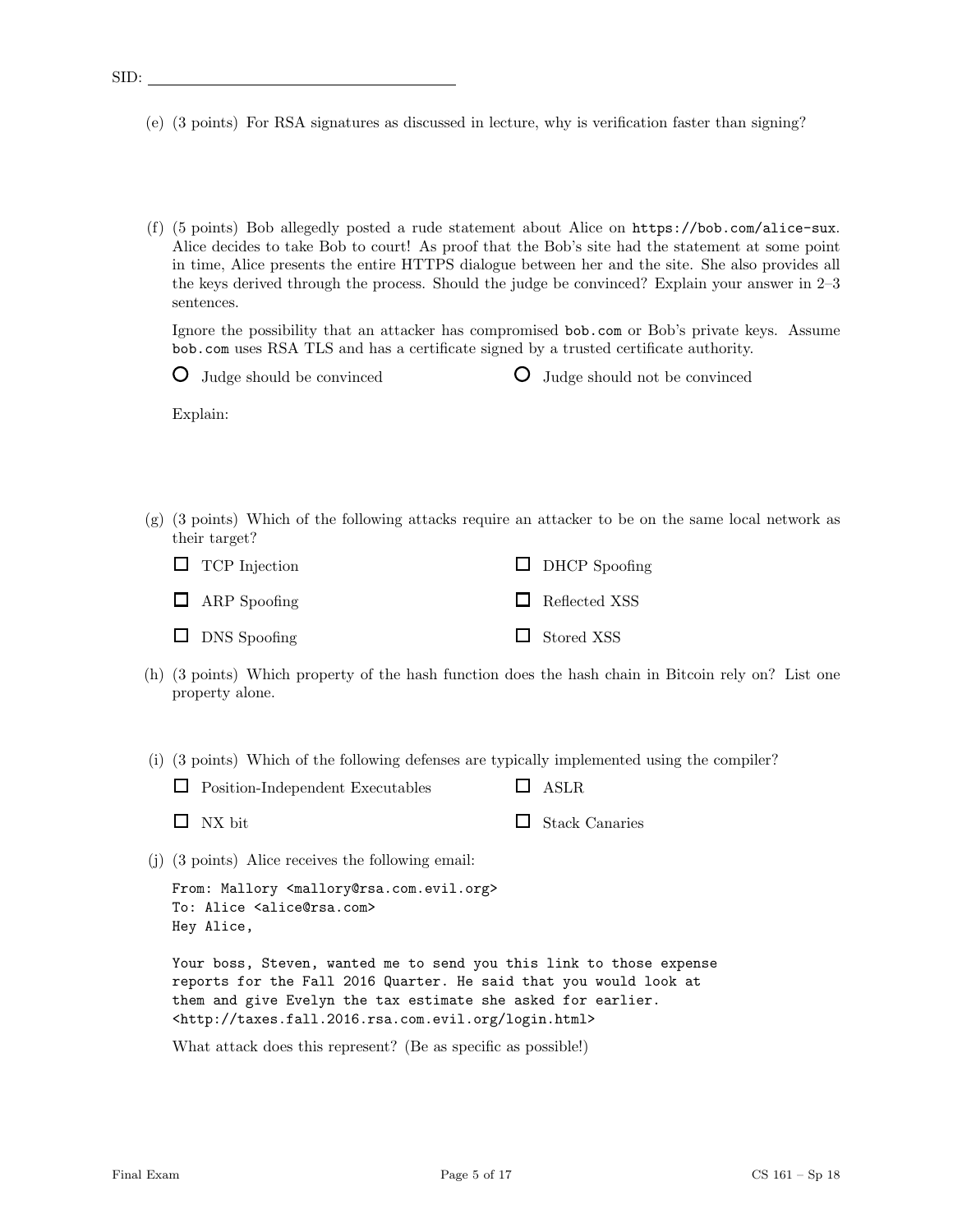SID: ________________________

(e) (3 points) For RSA signatures as discussed in lecture, why is verification faster than signing?

(f) (5 points) Bob allegedly posted a rude statement about Alice on `https://bob.com/alice-sux`. Alice decides to take Bob to court! As proof that the Bob's site had the statement at some point in time, Alice presents the entire HTTPS dialogue between her and the site. She also provides all the keys derived through the process. Should the judge be convinced? Explain your answer in 2–3 sentences.

Ignore the possibility that an attacker has compromised `bob.com` or Bob's private keys. Assume `bob.com` uses RSA TLS and has a certificate signed by a trusted certificate authority.

○ Judge should be convinced　　○ Judge should not be convinced

Explain:

(g) (3 points) Which of the following attacks require an attacker to be on the same local network as their target?

☐ TCP Injection　　☐ DHCP Spoofing

☐ ARP Spoofing　　☐ Reflected XSS

☐ DNS Spoofing　　☐ Stored XSS

(h) (3 points) Which property of the hash function does the hash chain in Bitcoin rely on? List one property alone.

(i) (3 points) Which of the following defenses are typically implemented using the compiler?

☐ Position-Independent Executables　　☐ ASLR

☐ NX bit　　☐ Stack Canaries

(j) (3 points) Alice receives the following email:

```
From: Mallory <mallory@rsa.com.evil.org>
To: Alice <alice@rsa.com>
Hey Alice,

Your boss, Steven, wanted me to send you this link to those expense
reports for the Fall 2016 Quarter. He said that you would look at
them and give Evelyn the tax estimate she asked for earlier.
<http://taxes.fall.2016.rsa.com.evil.org/login.html>
```

What attack does this represent? (Be as specific as possible!)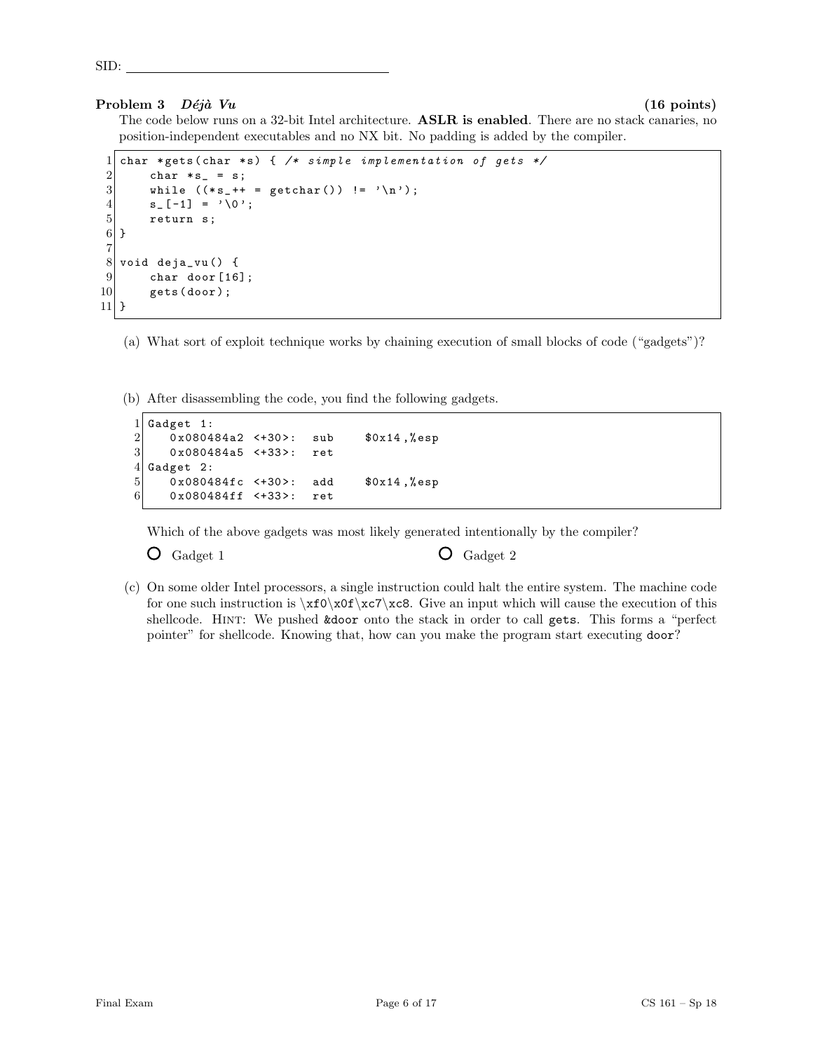SID: ____________________

### Problem 3 *Déjà Vu* (16 points)

The code below runs on a 32-bit Intel architecture. **ASLR is enabled**. There are no stack canaries, no position-independent executables and no NX bit. No padding is added by the compiler.

```
1  char *gets(char *s) { /* simple implementation of gets */
2      char *s_ = s;
3      while ((*s_++ = getchar()) != '\n');
4      s_[-1] = '\0';
5      return s;
6  }
7
8  void deja_vu() {
9      char door[16];
10     gets(door);
11 }
```

(a) What sort of exploit technique works by chaining execution of small blocks of code ("gadgets")?

(b) After disassembling the code, you find the following gadgets.

```
1 Gadget 1:
2     0x080484a2 <+30>:  sub    $0x14,%esp
3     0x080484a5 <+33>:  ret
4 Gadget 2:
5     0x080484fc <+30>:  add    $0x14,%esp
6     0x080484ff <+33>:  ret
```

Which of the above gadgets was most likely generated intentionally by the compiler?

○ Gadget 1 ○ Gadget 2

(c) On some older Intel processors, a single instruction could halt the entire system. The machine code for one such instruction is \xf0\x0f\xc7\xc8. Give an input which will cause the execution of this shellcode. Hint: We pushed `&door` onto the stack in order to call `gets`. This forms a "perfect pointer" for shellcode. Knowing that, how can you make the program start executing `door`?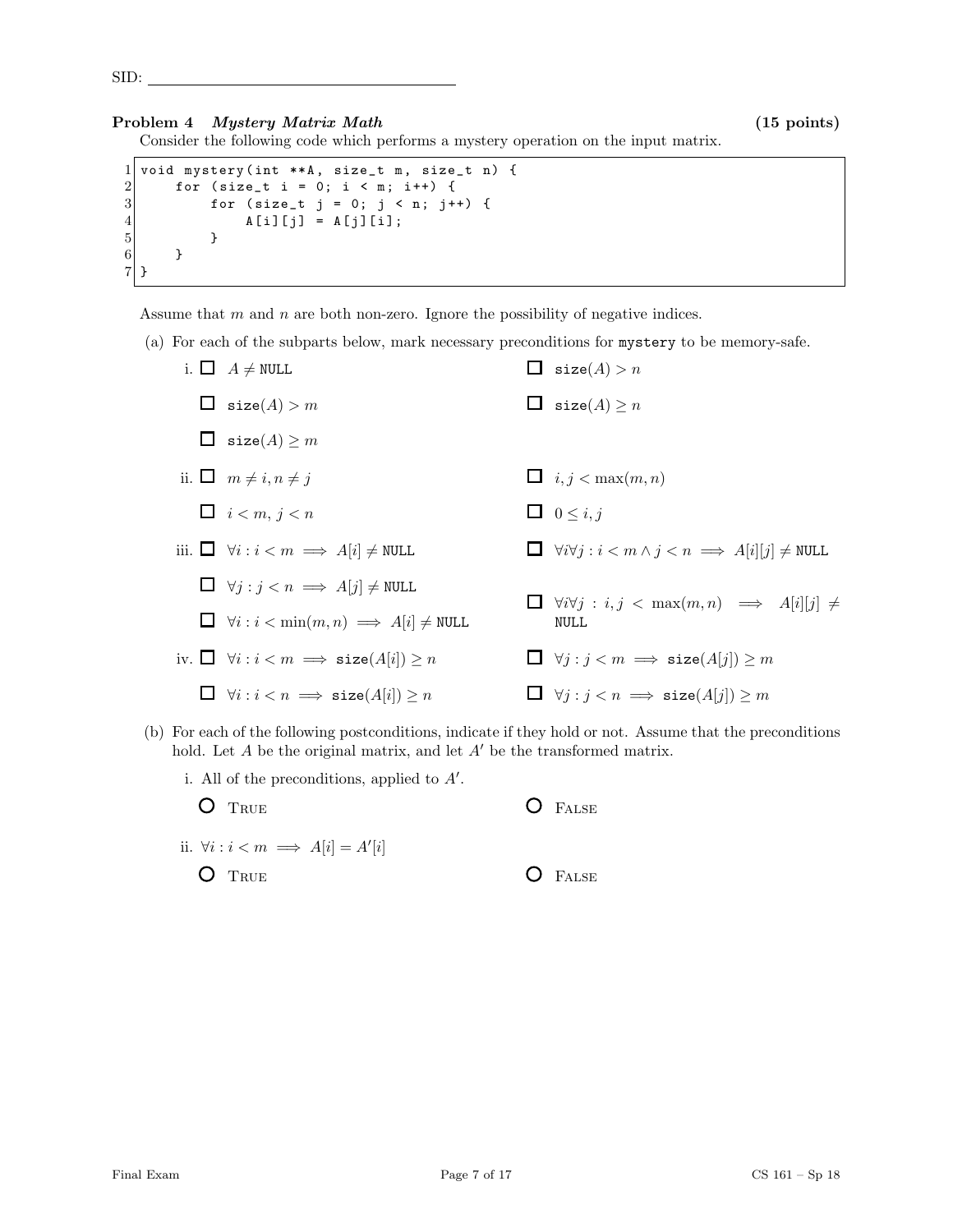SID: ______________________

## Problem 4 *Mystery Matrix Math* (15 points)

Consider the following code which performs a mystery operation on the input matrix.

```
1 void mystery(int **A, size_t m, size_t n) {
2     for (size_t i = 0; i < m; i++) {
3         for (size_t j = 0; j < n; j++) {
4             A[i][j] = A[j][i];
5         }
6     }
7 }
```

Assume that $m$ and $n$ are both non-zero. Ignore the possibility of negative indices.

(a) For each of the subparts below, mark necessary preconditions for `mystery` to be memory-safe.

i.
- ☐ $A \neq$ `NULL`
- ☐ $\texttt{size}(A) > n$
- ☐ $\texttt{size}(A) > m$
- ☐ $\texttt{size}(A) \geq n$
- ☐ $\texttt{size}(A) \geq m$

ii.
- ☐ $m \neq i, n \neq j$
- ☐ $i, j < \max(m, n)$
- ☐ $i < m, j < n$
- ☐ $0 \leq i, j$

iii.
- ☐ $\forall i : i < m \implies A[i] \neq$ `NULL`
- ☐ $\forall i \forall j : i < m \land j < n \implies A[i][j] \neq$ `NULL`
- ☐ $\forall j : j < n \implies A[j] \neq$ `NULL`
- ☐ $\forall i \forall j : i, j < \max(m, n) \implies A[i][j] \neq$ `NULL`
- ☐ $\forall i : i < \min(m, n) \implies A[i] \neq$ `NULL`

iv.
- ☐ $\forall i : i < m \implies \texttt{size}(A[i]) \geq n$
- ☐ $\forall j : j < m \implies \texttt{size}(A[j]) \geq m$
- ☐ $\forall i : i < n \implies \texttt{size}(A[i]) \geq n$
- ☐ $\forall j : j < n \implies \texttt{size}(A[j]) \geq m$

(b) For each of the following postconditions, indicate if they hold or not. Assume that the preconditions hold. Let $A$ be the original matrix, and let $A'$ be the transformed matrix.

i. All of the preconditions, applied to $A'$.

- ○ True
- ○ False

ii. $\forall i : i < m \implies A[i] = A'[i]$

- ○ True
- ○ False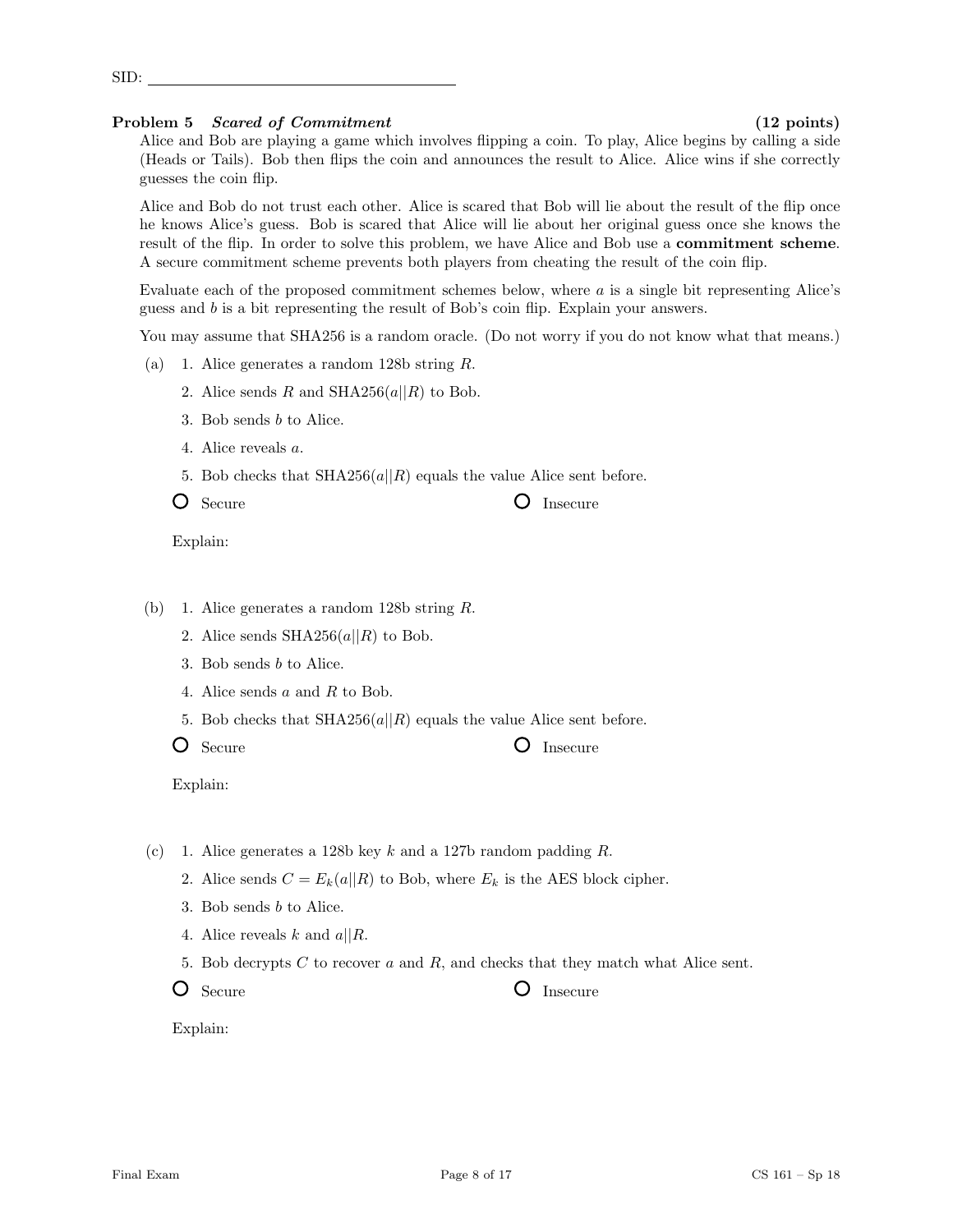SID: ______________________________

**Problem 5** ***Scared of Commitment*** **(12 points)**

Alice and Bob are playing a game which involves flipping a coin. To play, Alice begins by calling a side (Heads or Tails). Bob then flips the coin and announces the result to Alice. Alice wins if she correctly guesses the coin flip.

Alice and Bob do not trust each other. Alice is scared that Bob will lie about the result of the flip once he knows Alice's guess. Bob is scared that Alice will lie about her original guess once she knows the result of the flip. In order to solve this problem, we have Alice and Bob use a **commitment scheme**. A secure commitment scheme prevents both players from cheating the result of the coin flip.

Evaluate each of the proposed commitment schemes below, where $a$ is a single bit representing Alice's guess and $b$ is a bit representing the result of Bob's coin flip. Explain your answers.

You may assume that SHA256 is a random oracle. (Do not worry if you do not know what that means.)

(a)
1. Alice generates a random 128b string $R$.
2. Alice sends $R$ and SHA256($a||R$) to Bob.
3. Bob sends $b$ to Alice.
4. Alice reveals $a$.
5. Bob checks that SHA256($a||R$) equals the value Alice sent before.

○ Secure ○ Insecure

Explain:

(b)
1. Alice generates a random 128b string $R$.
2. Alice sends SHA256($a||R$) to Bob.
3. Bob sends $b$ to Alice.
4. Alice sends $a$ and $R$ to Bob.
5. Bob checks that SHA256($a||R$) equals the value Alice sent before.

○ Secure ○ Insecure

Explain:

(c)
1. Alice generates a 128b key $k$ and a 127b random padding $R$.
2. Alice sends $C = E_k(a||R)$ to Bob, where $E_k$ is the AES block cipher.
3. Bob sends $b$ to Alice.
4. Alice reveals $k$ and $a||R$.
5. Bob decrypts $C$ to recover $a$ and $R$, and checks that they match what Alice sent.

○ Secure ○ Insecure

Explain: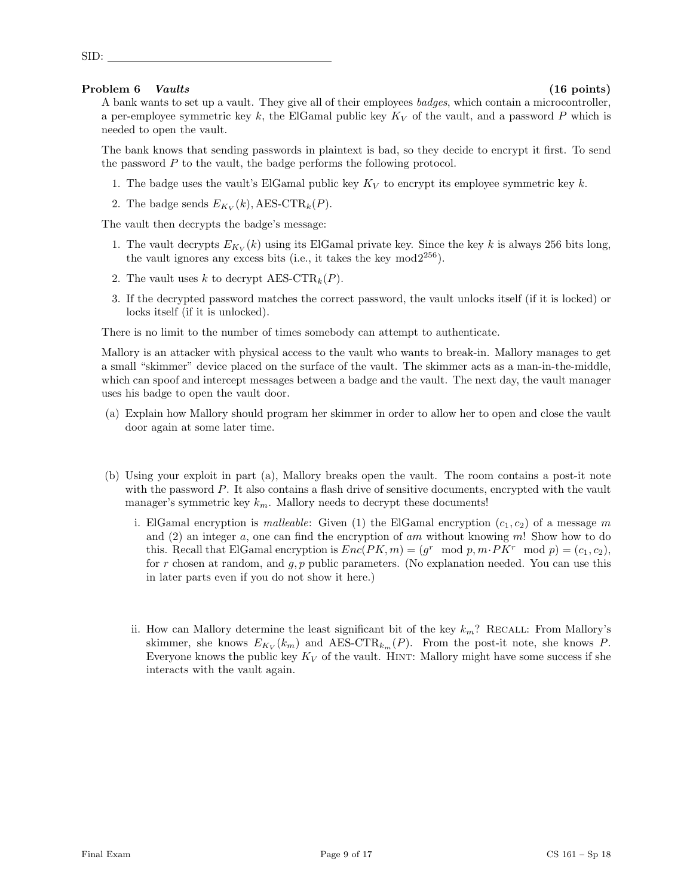SID:

## Problem 6 *Vaults* (16 points)

A bank wants to set up a vault. They give all of their employees *badges*, which contain a microcontroller, a per-employee symmetric key $k$, the ElGamal public key $K_V$ of the vault, and a password $P$ which is needed to open the vault.

The bank knows that sending passwords in plaintext is bad, so they decide to encrypt it first. To send the password $P$ to the vault, the badge performs the following protocol.

1. The badge uses the vault's ElGamal public key $K_V$ to encrypt its employee symmetric key $k$.
2. The badge sends $E_{K_V}(k)$, AES-CTR$_k(P)$.

The vault then decrypts the badge's message:

1. The vault decrypts $E_{K_V}(k)$ using its ElGamal private key. Since the key $k$ is always 256 bits long, the vault ignores any excess bits (i.e., it takes the key $\bmod 2^{256}$).
2. The vault uses $k$ to decrypt AES-CTR$_k(P)$.
3. If the decrypted password matches the correct password, the vault unlocks itself (if it is locked) or locks itself (if it is unlocked).

There is no limit to the number of times somebody can attempt to authenticate.

Mallory is an attacker with physical access to the vault who wants to break-in. Mallory manages to get a small "skimmer" device placed on the surface of the vault. The skimmer acts as a man-in-the-middle, which can spoof and intercept messages between a badge and the vault. The next day, the vault manager uses his badge to open the vault door.

(a) Explain how Mallory should program her skimmer in order to allow her to open and close the vault door again at some later time.

(b) Using your exploit in part (a), Mallory breaks open the vault. The room contains a post-it note with the password $P$. It also contains a flash drive of sensitive documents, encrypted with the vault manager's symmetric key $k_m$. Mallory needs to decrypt these documents!

i. ElGamal encryption is *malleable*: Given (1) the ElGamal encryption $(c_1, c_2)$ of a message $m$ and (2) an integer $a$, one can find the encryption of $am$ without knowing $m$! Show how to do this. Recall that ElGamal encryption is $Enc(PK, m) = (g^r \mod p, m \cdot PK^r \mod p) = (c_1, c_2)$, for $r$ chosen at random, and $g, p$ public parameters. (No explanation needed. You can use this in later parts even if you do not show it here.)

ii. How can Mallory determine the least significant bit of the key $k_m$? Recall: From Mallory's skimmer, she knows $E_{K_V}(k_m)$ and AES-CTR$_{k_m}(P)$. From the post-it note, she knows $P$. Everyone knows the public key $K_V$ of the vault. Hint: Mallory might have some success if she interacts with the vault again.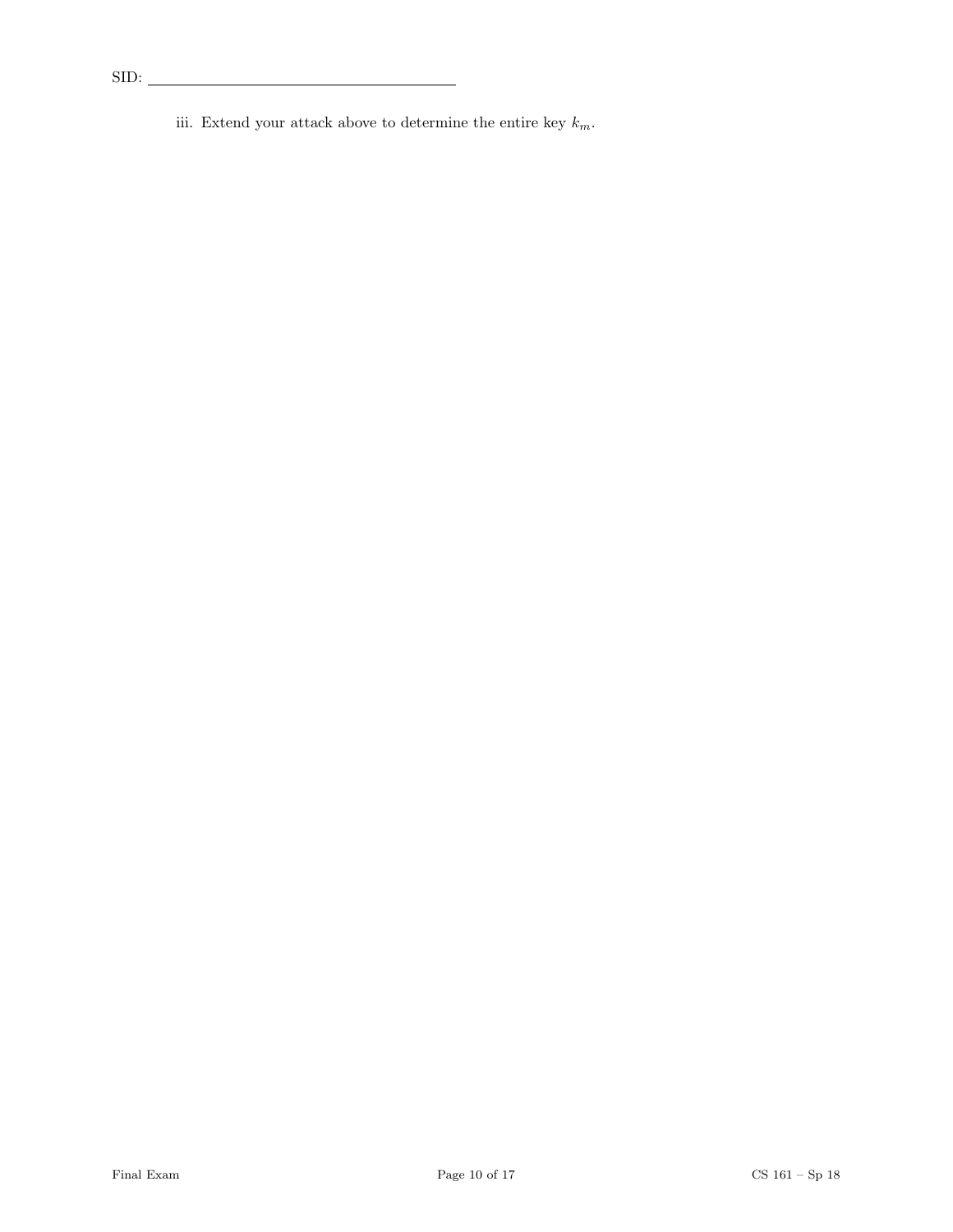SID: ______________________

iii. Extend your attack above to determine the entire key $k_m$.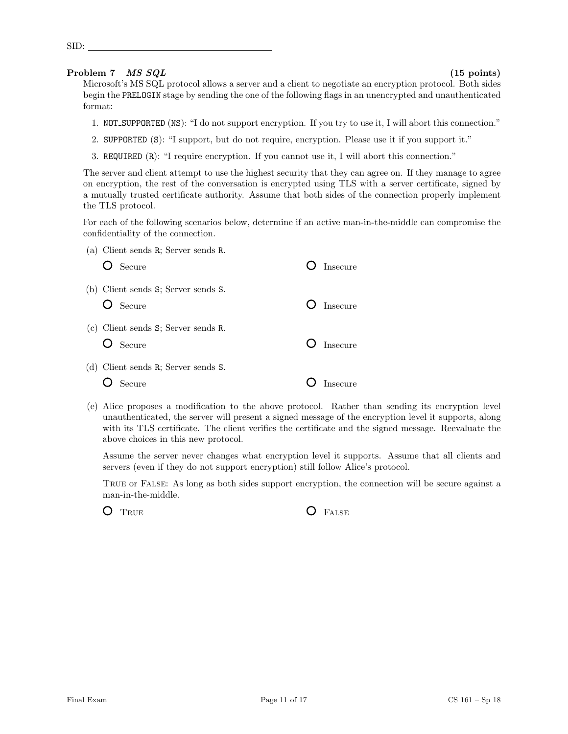SID: ____________________

## Problem 7 *MS SQL* (15 points)

Microsoft's MS SQL protocol allows a server and a client to negotiate an encryption protocol. Both sides begin the PRELOGIN stage by sending the one of the following flags in an unencrypted and unauthenticated format:

1. NOT_SUPPORTED (NS): "I do not support encryption. If you try to use it, I will abort this connection."
2. SUPPORTED (S): "I support, but do not require, encryption. Please use it if you support it."
3. REQUIRED (R): "I require encryption. If you cannot use it, I will abort this connection."

The server and client attempt to use the highest security that they can agree on. If they manage to agree on encryption, the rest of the conversation is encrypted using TLS with a server certificate, signed by a mutually trusted certificate authority. Assume that both sides of the connection properly implement the TLS protocol.

For each of the following scenarios below, determine if an active man-in-the-middle can compromise the confidentiality of the connection.

(a) Client sends R; Server sends R.

○ Secure ○ Insecure

(b) Client sends S; Server sends S.

○ Secure ○ Insecure

(c) Client sends S; Server sends R.

○ Secure ○ Insecure

(d) Client sends R; Server sends S.

○ Secure ○ Insecure

(e) Alice proposes a modification to the above protocol. Rather than sending its encryption level unauthenticated, the server will present a signed message of the encryption level it supports, along with its TLS certificate. The client verifies the certificate and the signed message. Reevaluate the above choices in this new protocol.

Assume the server never changes what encryption level it supports. Assume that all clients and servers (even if they do not support encryption) still follow Alice's protocol.

True or False: As long as both sides support encryption, the connection will be secure against a man-in-the-middle.

○ True ○ False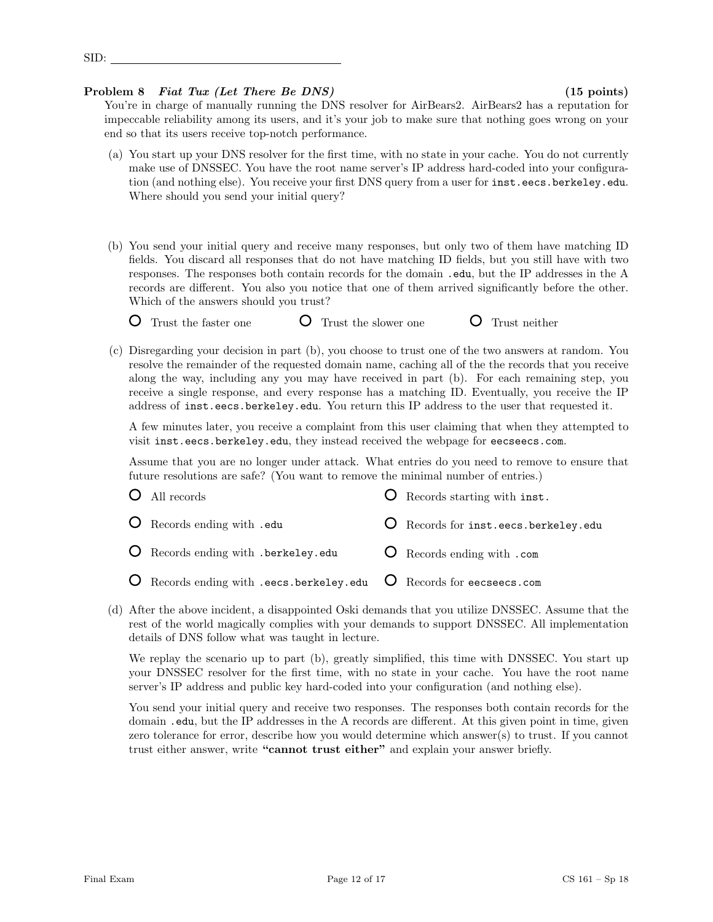SID: ________________________________

**Problem 8** ***Fiat Tux (Let There Be DNS)*** **(15 points)**

You're in charge of manually running the DNS resolver for AirBears2. AirBears2 has a reputation for impeccable reliability among its users, and it's your job to make sure that nothing goes wrong on your end so that its users receive top-notch performance.

(a) You start up your DNS resolver for the first time, with no state in your cache. You do not currently make use of DNSSEC. You have the root name server's IP address hard-coded into your configuration (and nothing else). You receive your first DNS query from a user for `inst.eecs.berkeley.edu`. Where should you send your initial query?

(b) You send your initial query and receive many responses, but only two of them have matching ID fields. You discard all responses that do not have matching ID fields, but you still have with two responses. The responses both contain records for the domain `.edu`, but the IP addresses in the A records are different. You also you notice that one of them arrived significantly before the other. Which of the answers should you trust?

- ○ Trust the faster one
- ○ Trust the slower one
- ○ Trust neither

(c) Disregarding your decision in part (b), you choose to trust one of the two answers at random. You resolve the remainder of the requested domain name, caching all of the the records that you receive along the way, including any you may have received in part (b). For each remaining step, you receive a single response, and every response has a matching ID. Eventually, you receive the IP address of `inst.eecs.berkeley.edu`. You return this IP address to the user that requested it.

A few minutes later, you receive a complaint from this user claiming that when they attempted to visit `inst.eecs.berkeley.edu`, they instead received the webpage for `eecseecs.com`.

Assume that you are no longer under attack. What entries do you need to remove to ensure that future resolutions are safe? (You want to remove the minimal number of entries.)

- ○ All records
- ○ Records starting with `inst.`
- ○ Records ending with `.edu`
- ○ Records for `inst.eecs.berkeley.edu`
- ○ Records ending with `.berkeley.edu`
- ○ Records ending with `.com`
- ○ Records ending with `.eecs.berkeley.edu`
- ○ Records for `eecseecs.com`

(d) After the above incident, a disappointed Oski demands that you utilize DNSSEC. Assume that the rest of the world magically complies with your demands to support DNSSEC. All implementation details of DNS follow what was taught in lecture.

We replay the scenario up to part (b), greatly simplified, this time with DNSSEC. You start up your DNSSEC resolver for the first time, with no state in your cache. You have the root name server's IP address and public key hard-coded into your configuration (and nothing else).

You send your initial query and receive two responses. The responses both contain records for the domain `.edu`, but the IP addresses in the A records are different. At this given point in time, given zero tolerance for error, describe how you would determine which answer(s) to trust. If you cannot trust either answer, write **"cannot trust either"** and explain your answer briefly.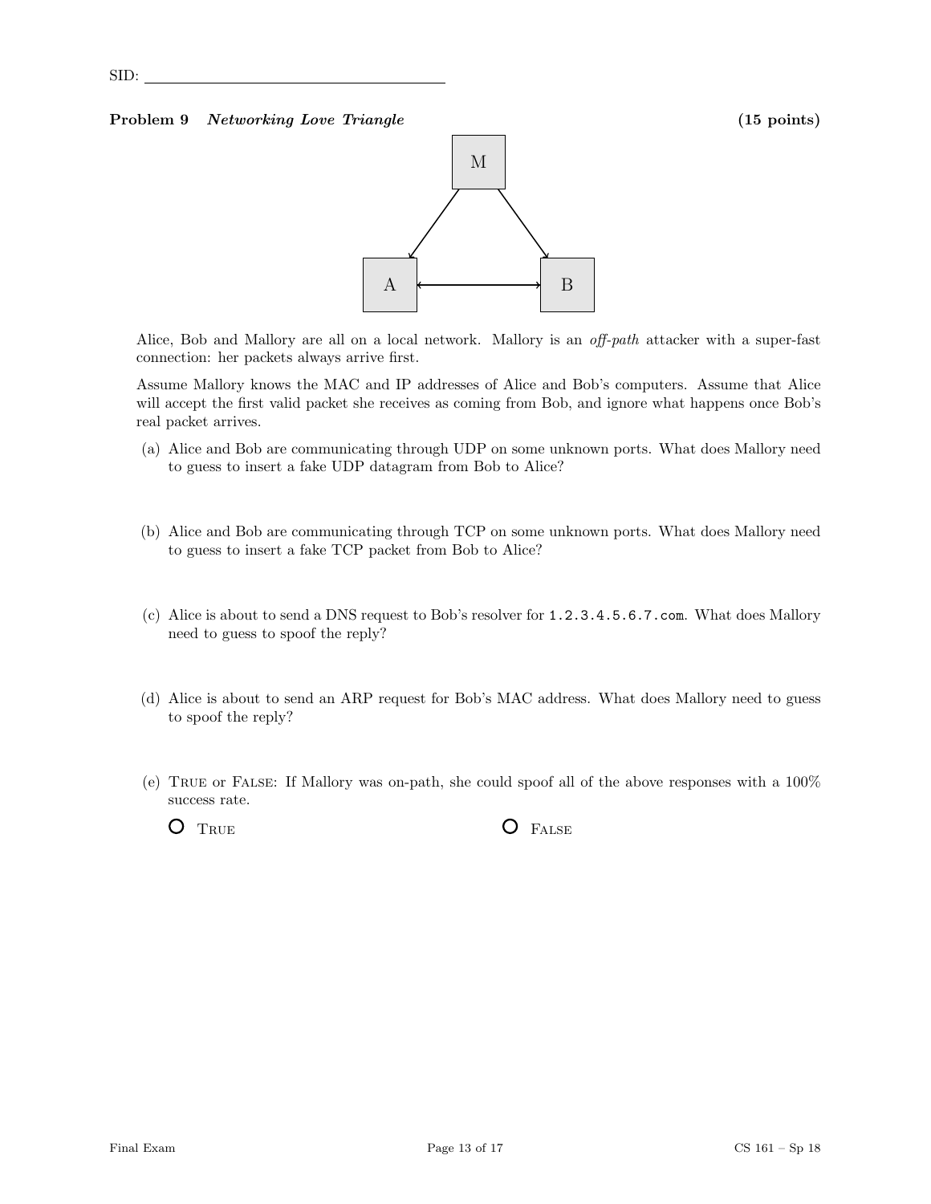SID: \_\_\_\_\_\_\_\_\_\_\_\_\_\_\_\_\_\_\_\_

**Problem 9** ***Networking Love Triangle*** **(15 points)**

Alice, Bob and Mallory are all on a local network. Mallory is an *off-path* attacker with a super-fast connection: her packets always arrive first.

Assume Mallory knows the MAC and IP addresses of Alice and Bob's computers. Assume that Alice will accept the first valid packet she receives as coming from Bob, and ignore what happens once Bob's real packet arrives.

(a) Alice and Bob are communicating through UDP on some unknown ports. What does Mallory need to guess to insert a fake UDP datagram from Bob to Alice?

(b) Alice and Bob are communicating through TCP on some unknown ports. What does Mallory need to guess to insert a fake TCP packet from Bob to Alice?

(c) Alice is about to send a DNS request to Bob's resolver for `1.2.3.4.5.6.7.com`. What does Mallory need to guess to spoof the reply?

(d) Alice is about to send an ARP request for Bob's MAC address. What does Mallory need to guess to spoof the reply?

(e) TRUE or FALSE: If Mallory was on-path, she could spoof all of the above responses with a 100% success rate.

○ TRUE ○ FALSE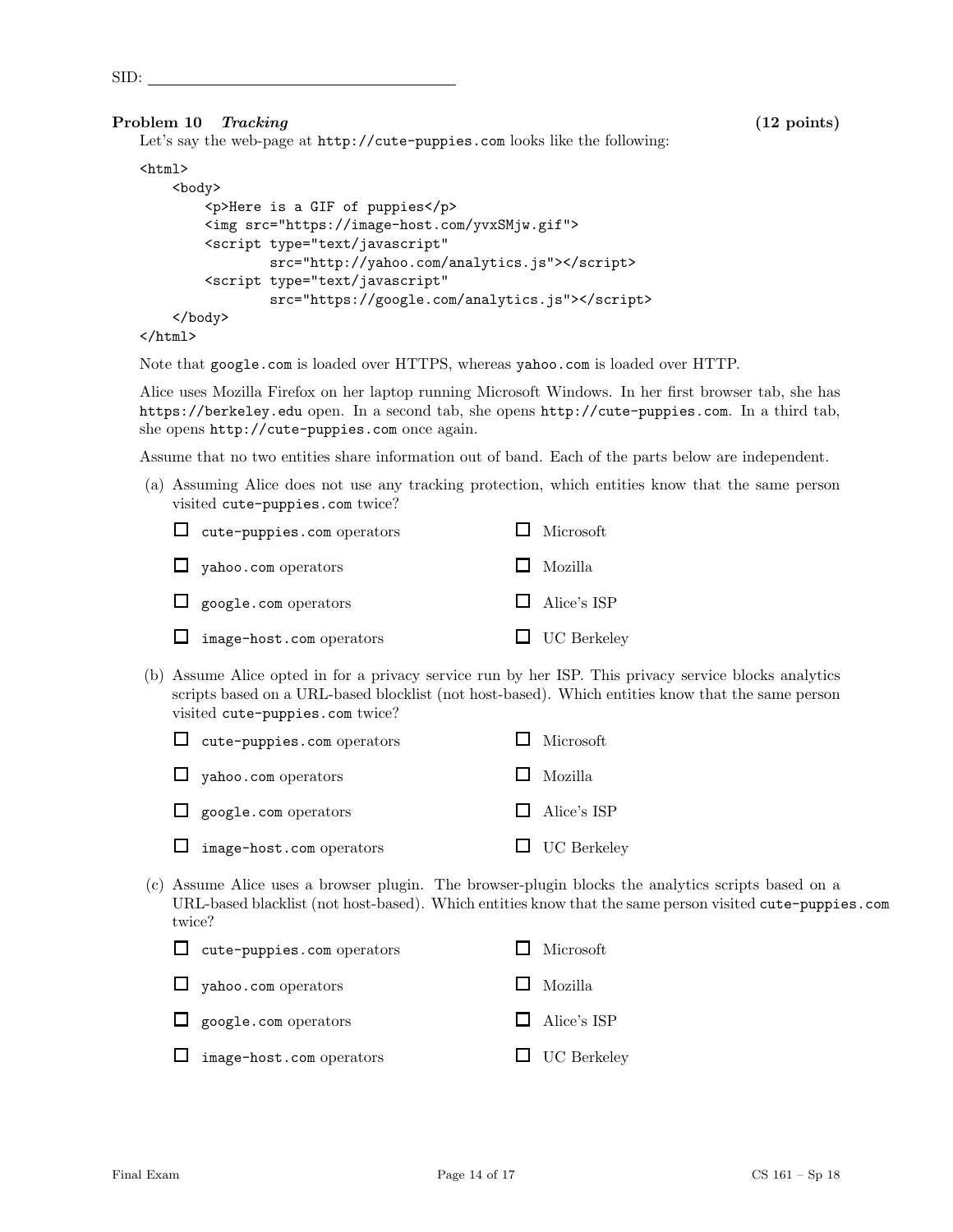SID: ______________________

## Problem 10 *Tracking* (12 points)

Let's say the web-page at `http://cute-puppies.com` looks like the following:

```
<html>
    <body>
        <p>Here is a GIF of puppies</p>
        <img src="https://image-host.com/yvxSMjw.gif">
        <script type="text/javascript"
                src="http://yahoo.com/analytics.js"></script>
        <script type="text/javascript"
                src="https://google.com/analytics.js"></script>
    </body>
</html>
```

Note that `google.com` is loaded over HTTPS, whereas `yahoo.com` is loaded over HTTP.

Alice uses Mozilla Firefox on her laptop running Microsoft Windows. In her first browser tab, she has `https://berkeley.edu` open. In a second tab, she opens `http://cute-puppies.com`. In a third tab, she opens `http://cute-puppies.com` once again.

Assume that no two entities share information out of band. Each of the parts below are independent.

(a) Assuming Alice does not use any tracking protection, which entities know that the same person visited `cute-puppies.com` twice?

- ☐ `cute-puppies.com` operators
- ☐ Microsoft
- ☐ `yahoo.com` operators
- ☐ Mozilla
- ☐ `google.com` operators
- ☐ Alice's ISP
- ☐ `image-host.com` operators
- ☐ UC Berkeley

(b) Assume Alice opted in for a privacy service run by her ISP. This privacy service blocks analytics scripts based on a URL-based blocklist (not host-based). Which entities know that the same person visited `cute-puppies.com` twice?

- ☐ `cute-puppies.com` operators
- ☐ Microsoft
- ☐ `yahoo.com` operators
- ☐ Mozilla
- ☐ `google.com` operators
- ☐ Alice's ISP
- ☐ `image-host.com` operators
- ☐ UC Berkeley

(c) Assume Alice uses a browser plugin. The browser-plugin blocks the analytics scripts based on a URL-based blacklist (not host-based). Which entities know that the same person visited `cute-puppies.com` twice?

- ☐ `cute-puppies.com` operators
- ☐ Microsoft
- ☐ `yahoo.com` operators
- ☐ Mozilla
- ☐ `google.com` operators
- ☐ Alice's ISP
- ☐ `image-host.com` operators
- ☐ UC Berkeley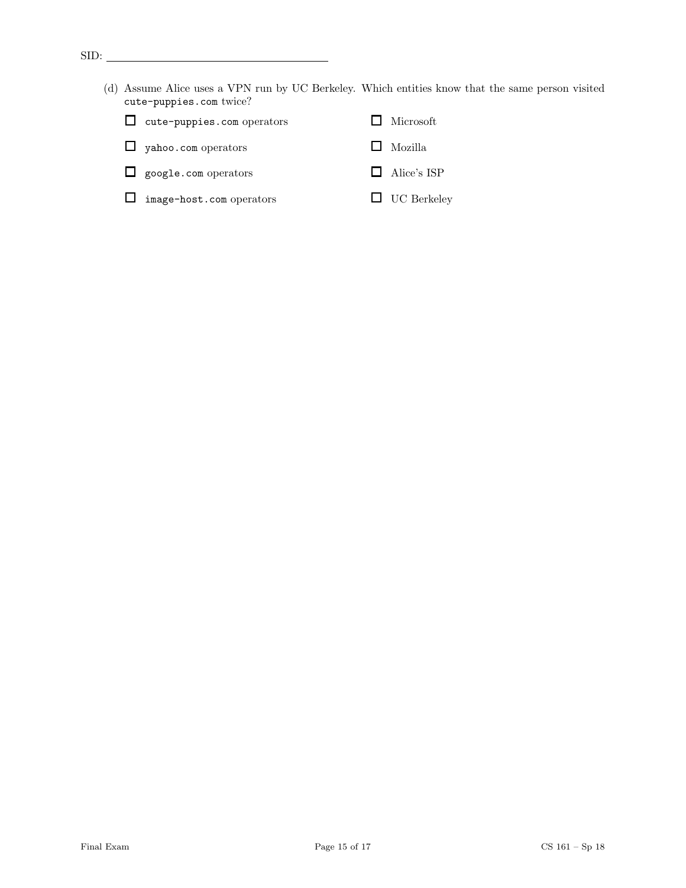(d) Assume Alice uses a VPN run by UC Berkeley. Which entities know that the same person visited `cute-puppies.com` twice?

- ☐ `cute-puppies.com` operators
- ☐ `yahoo.com` operators
- ☐ `google.com` operators
- ☐ `image-host.com` operators
- ☐ Microsoft
- ☐ Mozilla
- ☐ Alice's ISP
- ☐ UC Berkeley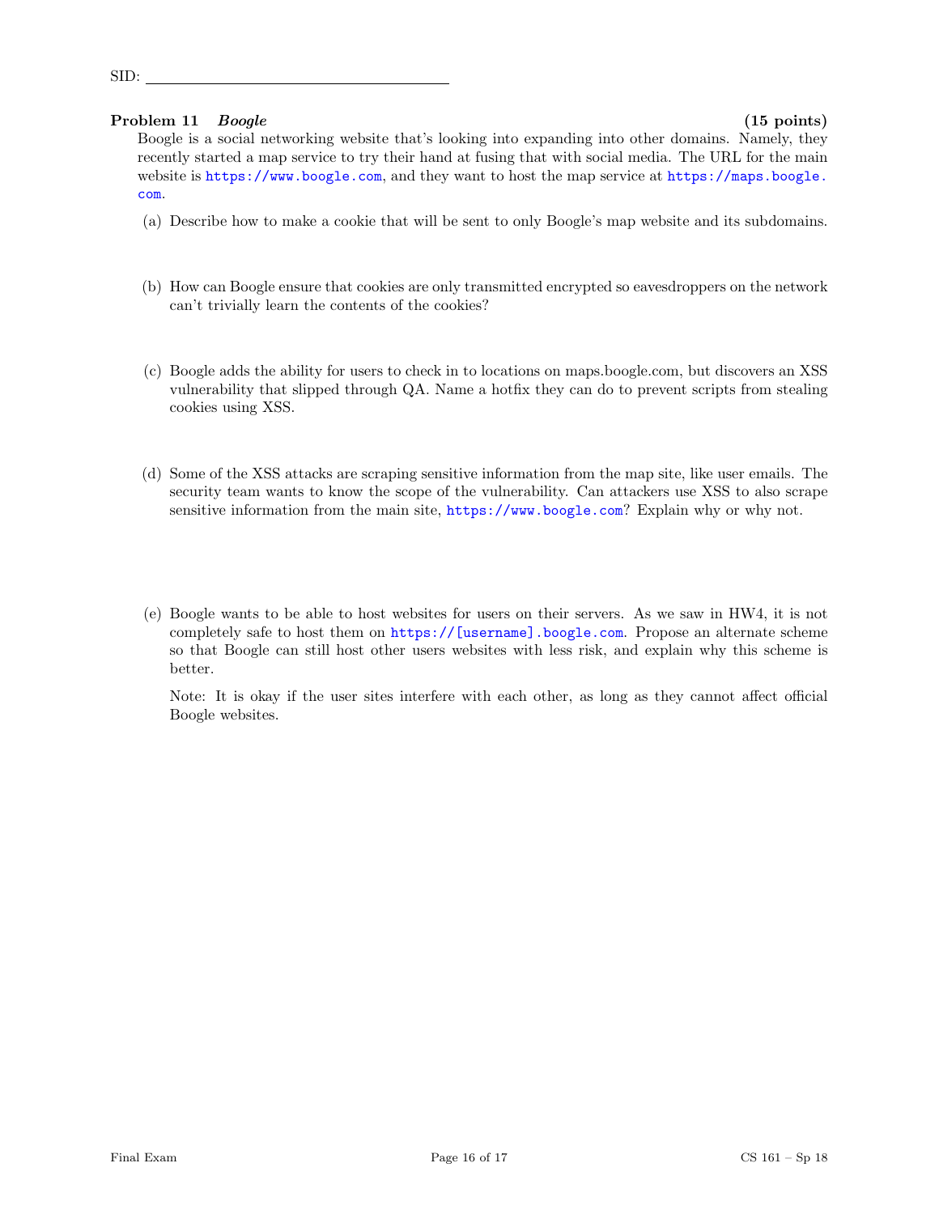SID: ______________________

## Problem 11 *Boogle* (15 points)

Boogle is a social networking website that's looking into expanding into other domains. Namely, they recently started a map service to try their hand at fusing that with social media. The URL for the main website is https://www.boogle.com, and they want to host the map service at https://maps.boogle.com.

(a) Describe how to make a cookie that will be sent to only Boogle's map website and its subdomains.

(b) How can Boogle ensure that cookies are only transmitted encrypted so eavesdroppers on the network can't trivially learn the contents of the cookies?

(c) Boogle adds the ability for users to check in to locations on maps.boogle.com, but discovers an XSS vulnerability that slipped through QA. Name a hotfix they can do to prevent scripts from stealing cookies using XSS.

(d) Some of the XSS attacks are scraping sensitive information from the map site, like user emails. The security team wants to know the scope of the vulnerability. Can attackers use XSS to also scrape sensitive information from the main site, https://www.boogle.com? Explain why or why not.

(e) Boogle wants to be able to host websites for users on their servers. As we saw in HW4, it is not completely safe to host them on https://[username].boogle.com. Propose an alternate scheme so that Boogle can still host other users websites with less risk, and explain why this scheme is better.

Note: It is okay if the user sites interfere with each other, as long as they cannot affect official Boogle websites.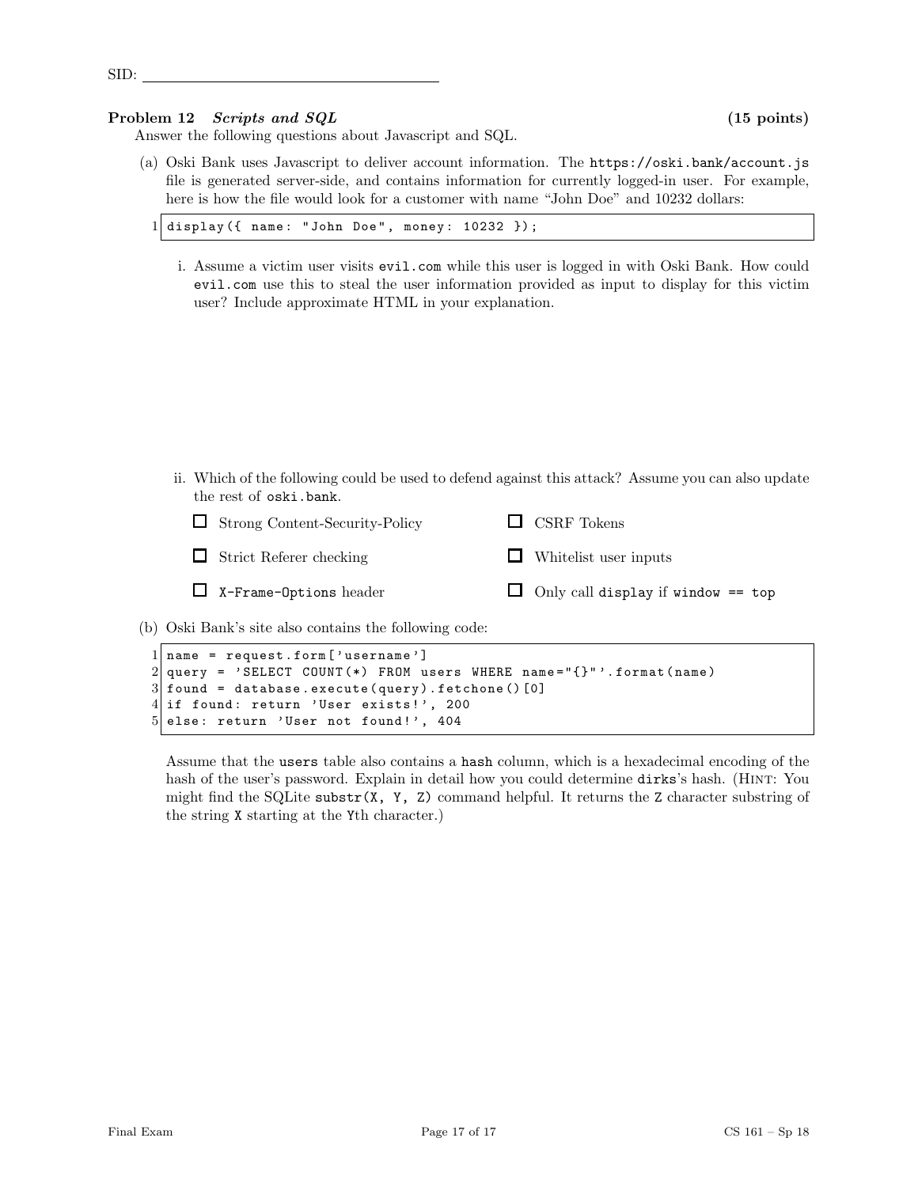SID: ______________________

**Problem 12** ***Scripts and SQL*** **(15 points)**

Answer the following questions about Javascript and SQL.

(a) Oski Bank uses Javascript to deliver account information. The `https://oski.bank/account.js` file is generated server-side, and contains information for currently logged-in user. For example, here is how the file would look for a customer with name "John Doe" and 10232 dollars:

```
1 display({ name: "John Doe", money: 10232 });
```

i. Assume a victim user visits `evil.com` while this user is logged in with Oski Bank. How could `evil.com` use this to steal the user information provided as input to display for this victim user? Include approximate HTML in your explanation.

ii. Which of the following could be used to defend against this attack? Assume you can also update the rest of `oski.bank`.

☐ Strong Content-Security-Policy

☐ CSRF Tokens

☐ Strict Referer checking

☐ Whitelist user inputs

☐ `X-Frame-Options` header

☐ Only call `display` if `window == top`

(b) Oski Bank's site also contains the following code:

```
1 name = request.form['username']
2 query = 'SELECT COUNT(*) FROM users WHERE name="{}"'.format(name)
3 found = database.execute(query).fetchone()[0]
4 if found: return 'User exists!', 200
5 else: return 'User not found!', 404
```

Assume that the `users` table also contains a `hash` column, which is a hexadecimal encoding of the hash of the user's password. Explain in detail how you could determine `dirks`'s hash. (Hint: You might find the SQLite `substr(X, Y, Z)` command helpful. It returns the `Z` character substring of the string `X` starting at the `Y`th character.)